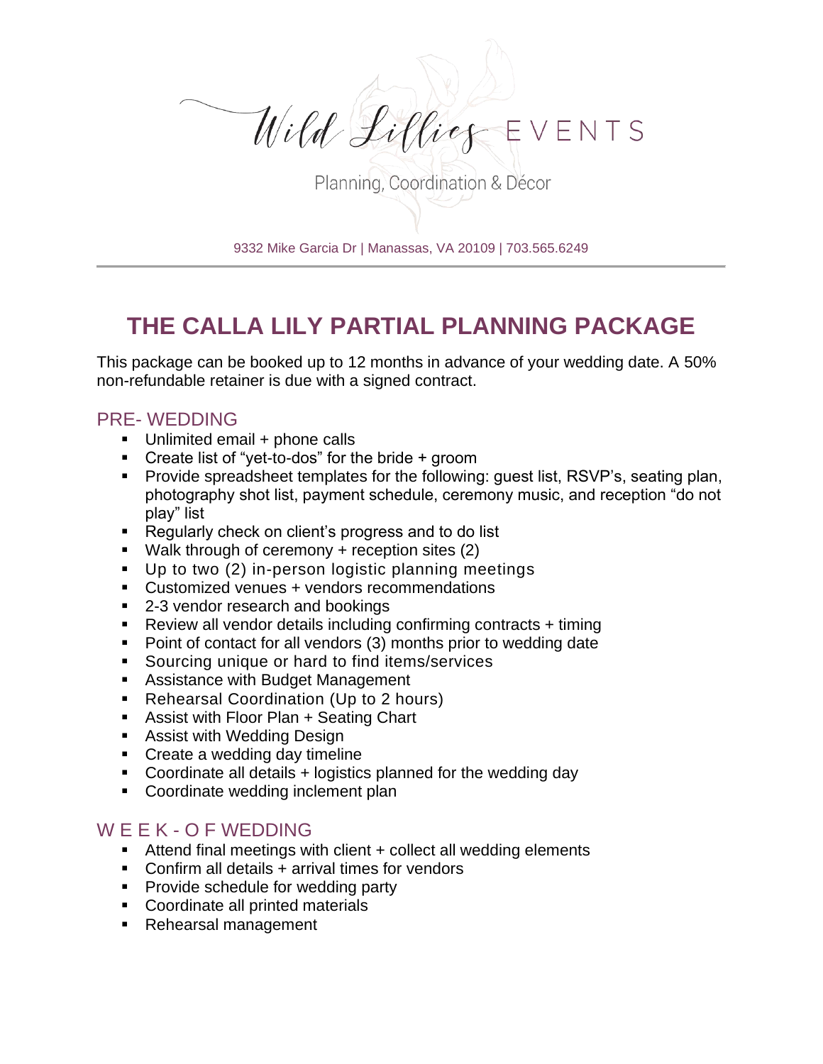Wild Lillies EVENTS

Planning, Coordination & Décor

9332 Mike Garcia Dr | Manassas, VA 20109 | 703.565.6249

# THE CALLA LILY PARTIAL PLANNING PACKAGE

This package can be booked up to 12 months in advance of your wedding date. A 50% non-refundable retainer is due with a signed contract.

## PRE- WEDDING

- Unlimited email + phone calls
- Create list of "yet-to-dos" for the bride + groom
- Provide spreadsheet templates for the following: guest list, RSVP's, seating plan, photography shot list, payment schedule, ceremony music, and reception "do not play" list
- Regularly check on client's progress and to do list
- Walk through of ceremony + reception sites (2)
- Up to two (2) in-person logistic planning meetings
- Customized venues + vendors recommendations
- 2-3 vendor research and bookings
- Review all vendor details including confirming contracts + timing
- Point of contact for all vendors (3) months prior to wedding date
- Sourcing unique or hard to find items/services
- Assistance with Budget Management
- Rehearsal Coordination (Up to 2 hours)
- Assist with Floor Plan + Seating Chart
- Assist with Wedding Design
- Create a wedding day timeline
- Coordinate all details + logistics planned for the wedding day
- Coordinate wedding inclement plan

## WEEK - OF WEDDING

- Attend final meetings with client + collect all wedding elements
- Confirm all details + arrival times for vendors
- Provide schedule for wedding party
- Coordinate all printed materials
- Rehearsal management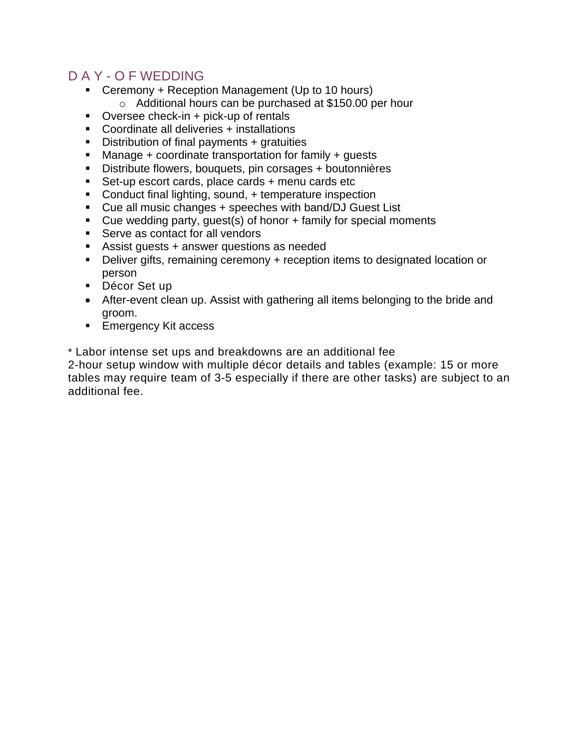## D A Y - O F WEDDING

- Ceremony + Reception Management (Up to 10 hours)
  - Additional hours can be purchased at $150.00 per hour
- Oversee check-in + pick-up of rentals
- Coordinate all deliveries + installations
- Distribution of final payments + gratuities
- Manage + coordinate transportation for family + guests
- Distribute flowers, bouquets, pin corsages + boutonnières
- Set-up escort cards, place cards + menu cards etc
- Conduct final lighting, sound, + temperature inspection
- Cue all music changes + speeches with band/DJ Guest List
- Cue wedding party, guest(s) of honor + family for special moments
- Serve as contact for all vendors
- Assist guests + answer questions as needed
- Deliver gifts, remaining ceremony + reception items to designated location or person
- Décor Set up
- After-event clean up. Assist with gathering all items belonging to the bride and groom.
- Emergency Kit access

* Labor intense set ups and breakdowns are an additional fee
2-hour setup window with multiple décor details and tables (example: 15 or more tables may require team of 3-5 especially if there are other tasks) are subject to an additional fee.